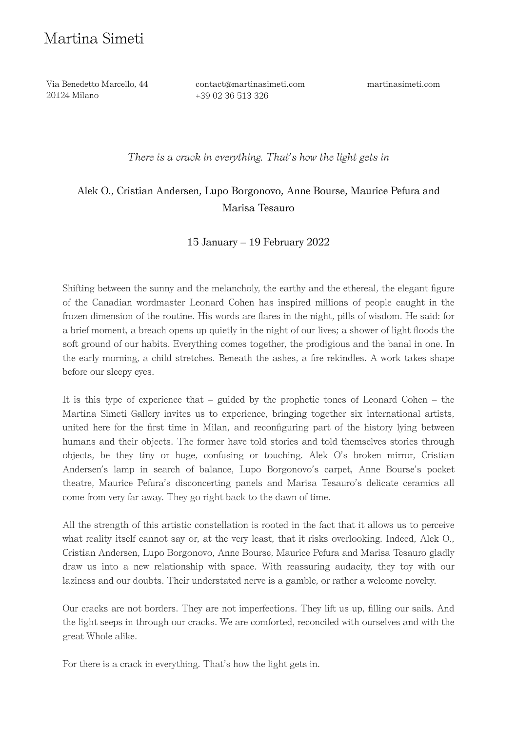# Martina Simeti

Via Benedetto Marcello, 44
20124 Milano

contact@martinasimeti.com
+39 02 36 513 326

martinasimeti.com

*There is a crack in everything. That's how the light gets in*

Alek O., Cristian Andersen, Lupo Borgonovo, Anne Bourse, Maurice Pefura and Marisa Tesauro

15 January – 19 February 2022

Shifting between the sunny and the melancholy, the earthy and the ethereal, the elegant figure of the Canadian wordmaster Leonard Cohen has inspired millions of people caught in the frozen dimension of the routine. His words are flares in the night, pills of wisdom. He said: for a brief moment, a breach opens up quietly in the night of our lives; a shower of light floods the soft ground of our habits. Everything comes together, the prodigious and the banal in one. In the early morning, a child stretches. Beneath the ashes, a fire rekindles. A work takes shape before our sleepy eyes.

It is this type of experience that – guided by the prophetic tones of Leonard Cohen – the Martina Simeti Gallery invites us to experience, bringing together six international artists, united here for the first time in Milan, and reconfiguring part of the history lying between humans and their objects. The former have told stories and told themselves stories through objects, be they tiny or huge, confusing or touching. Alek O's broken mirror, Cristian Andersen's lamp in search of balance, Lupo Borgonovo's carpet, Anne Bourse's pocket theatre, Maurice Pefura's disconcerting panels and Marisa Tesauro's delicate ceramics all come from very far away. They go right back to the dawn of time.

All the strength of this artistic constellation is rooted in the fact that it allows us to perceive what reality itself cannot say or, at the very least, that it risks overlooking. Indeed, Alek O., Cristian Andersen, Lupo Borgonovo, Anne Bourse, Maurice Pefura and Marisa Tesauro gladly draw us into a new relationship with space. With reassuring audacity, they toy with our laziness and our doubts. Their understated nerve is a gamble, or rather a welcome novelty.

Our cracks are not borders. They are not imperfections. They lift us up, filling our sails. And the light seeps in through our cracks. We are comforted, reconciled with ourselves and with the great Whole alike.

For there is a crack in everything. That's how the light gets in.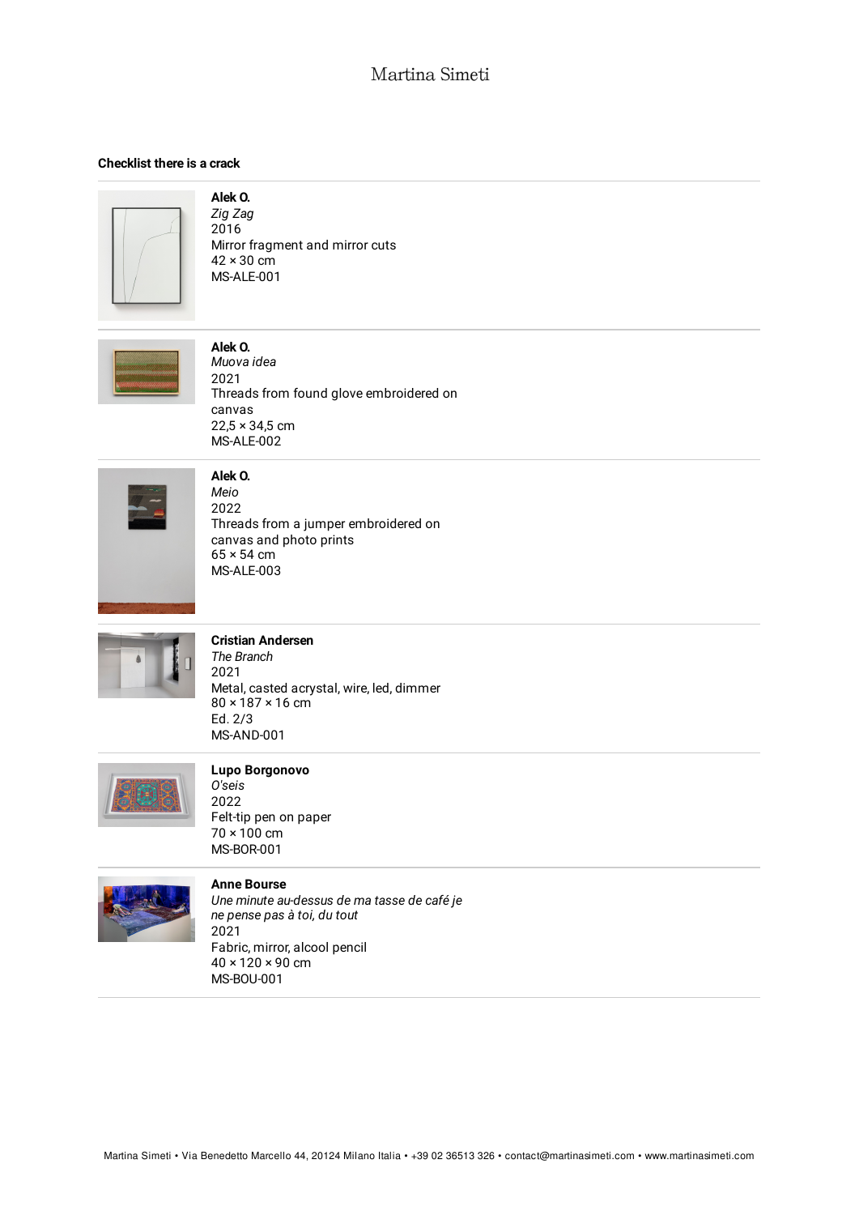**Checklist there is a crack**

---

**Alek O.**
*Zig Zag*
2016
Mirror fragment and mirror cuts
42 × 30 cm
MS-ALE-001

---

**Alek O.**
*Muova idea*
2021
Threads from found glove embroidered on canvas
22,5 × 34,5 cm
MS-ALE-002

---

**Alek O.**
*Meio*
2022
Threads from a jumper embroidered on canvas and photo prints
65 × 54 cm
MS-ALE-003

---

**Cristian Andersen**
*The Branch*
2021
Metal, casted acrystal, wire, led, dimmer
80 × 187 × 16 cm
Ed. 2/3
MS-AND-001

---

**Lupo Borgonovo**
*O'seis*
2022
Felt-tip pen on paper
70 × 100 cm
MS-BOR-001

---

**Anne Bourse**
*Une minute au-dessus de ma tasse de café je ne pense pas à toi, du tout*
2021
Fabric, mirror, alcool pencil
40 × 120 × 90 cm
MS-BOU-001

---